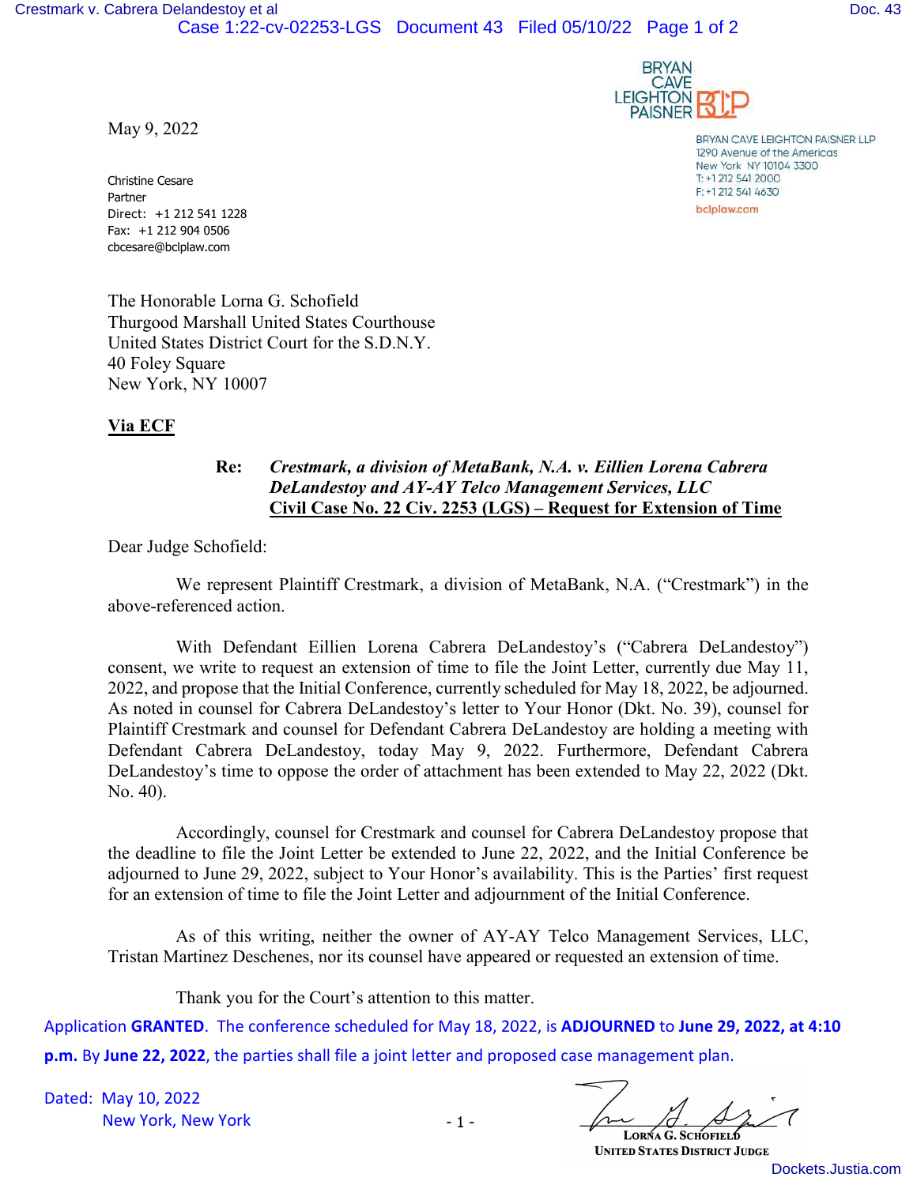BRYAN CAVE LEIGHTON PAISNER

BRYAN CAVE LEIGHTON PAISNER LLP
1290 Avenue of the Americas
New York NY 10104 3300
T: +1 212 541 2000
F: +1 212 541 4630
bclplaw.com

May 9, 2022

Christine Cesare
Partner
Direct: +1 212 541 1228
Fax: +1 212 904 0506
cbcesare@bclplaw.com

The Honorable Lorna G. Schofield
Thurgood Marshall United States Courthouse
United States District Court for the S.D.N.Y.
40 Foley Square
New York, NY 10007

**Via ECF**

**Re:** ***Crestmark, a division of MetaBank, N.A. v. Eillien Lorena Cabrera DeLandestoy and AY-AY Telco Management Services, LLC***
**Civil Case No. 22 Civ. 2253 (LGS) – Request for Extension of Time**

Dear Judge Schofield:

We represent Plaintiff Crestmark, a division of MetaBank, N.A. ("Crestmark") in the above-referenced action.

With Defendant Eillien Lorena Cabrera DeLandestoy's ("Cabrera DeLandestoy") consent, we write to request an extension of time to file the Joint Letter, currently due May 11, 2022, and propose that the Initial Conference, currently scheduled for May 18, 2022, be adjourned. As noted in counsel for Cabrera DeLandestoy's letter to Your Honor (Dkt. No. 39), counsel for Plaintiff Crestmark and counsel for Defendant Cabrera DeLandestoy are holding a meeting with Defendant Cabrera DeLandestoy, today May 9, 2022. Furthermore, Defendant Cabrera DeLandestoy's time to oppose the order of attachment has been extended to May 22, 2022 (Dkt. No. 40).

Accordingly, counsel for Crestmark and counsel for Cabrera DeLandestoy propose that the deadline to file the Joint Letter be extended to June 22, 2022, and the Initial Conference be adjourned to June 29, 2022, subject to Your Honor's availability. This is the Parties' first request for an extension of time to file the Joint Letter and adjournment of the Initial Conference.

As of this writing, neither the owner of AY-AY Telco Management Services, LLC, Tristan Martinez Deschenes, nor its counsel have appeared or requested an extension of time.

Thank you for the Court's attention to this matter.

Application **GRANTED**. The conference scheduled for May 18, 2022, is **ADJOURNED** to **June 29, 2022, at 4:10 p.m.** By **June 22, 2022**, the parties shall file a joint letter and proposed case management plan.

Dated: May 10, 2022
New York, New York

LORNA G. SCHOFIELD
UNITED STATES DISTRICT JUDGE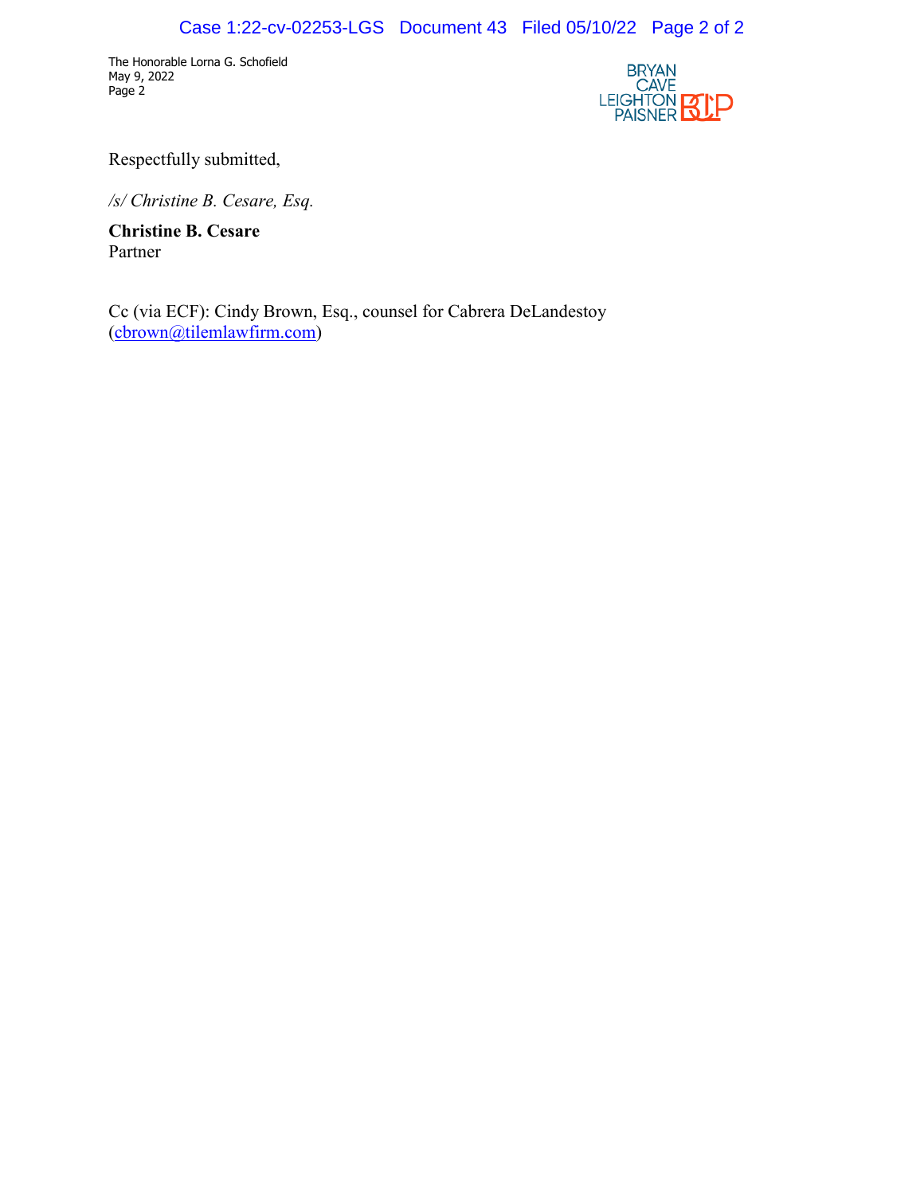Respectfully submitted,

*/s/ Christine B. Cesare, Esq.*

**Christine B. Cesare**
Partner

Cc (via ECF): Cindy Brown, Esq., counsel for Cabrera DeLandestoy (cbrown@tilemlawfirm.com)